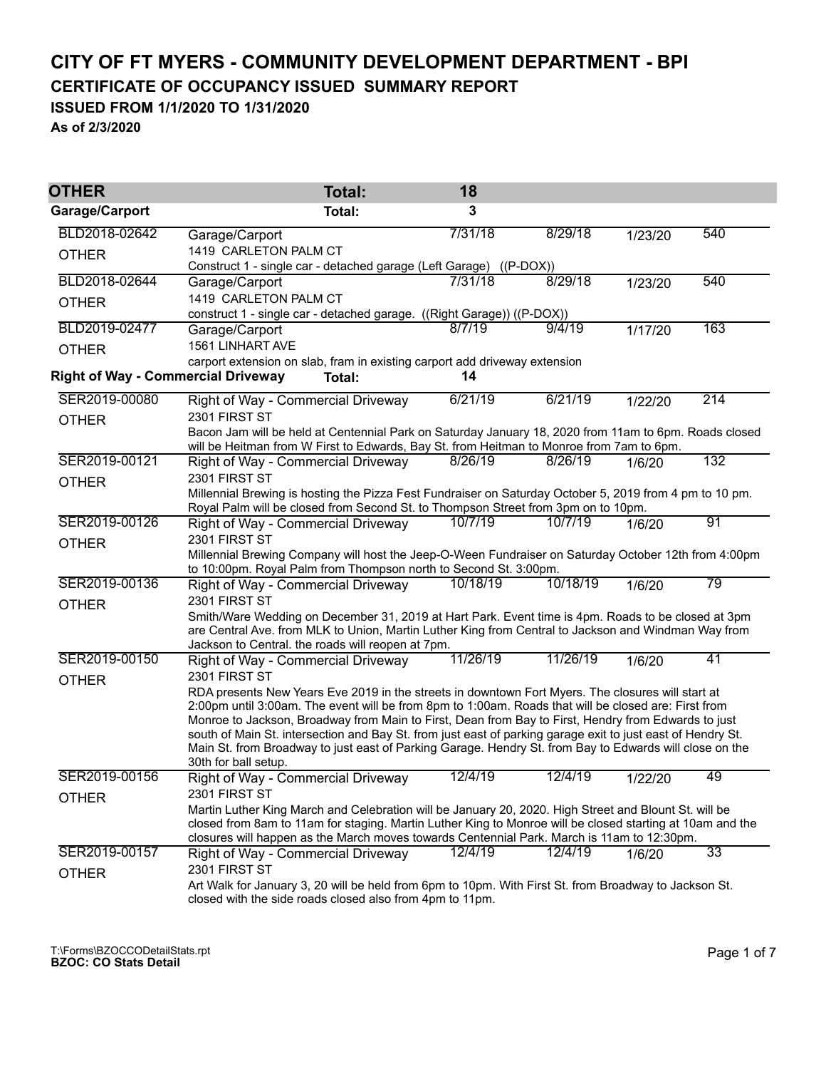# CITY OF FT MYERS - COMMUNITY DEVELOPMENT DEPARTMENT - BPI

## CERTIFICATE OF OCCUPANCY ISSUED SUMMARY REPORT

### ISSUED FROM 1/1/2020 TO 1/31/2020

**As of 2/3/2020**

## OTHER — Total: 18

### Garage/Carport — Total: 3

| Permit | Type / Address / Description | | | | |
|---|---|---|---|---|---|
| BLD2018-02642 OTHER | Garage/Carport<br>1419 CARLETON PALM CT<br>Construct 1 - single car - detached garage (Left Garage) ((P-DOX)) | 7/31/18 | 8/29/18 | 1/23/20 | 540 |
| BLD2018-02644 OTHER | Garage/Carport<br>1419 CARLETON PALM CT<br>construct 1 - single car - detached garage. ((Right Garage)) ((P-DOX)) | 7/31/18 | 8/29/18 | 1/23/20 | 540 |
| BLD2019-02477 OTHER | Garage/Carport<br>1561 LINHART AVE<br>carport extension on slab, fram in existing carport add driveway extension | 8/7/19 | 9/4/19 | 1/17/20 | 163 |

### Right of Way - Commercial Driveway — Total: 14

| Permit | Type / Address / Description | | | | |
|---|---|---|---|---|---|
| SER2019-00080 OTHER | Right of Way - Commercial Driveway<br>2301 FIRST ST<br>Bacon Jam will be held at Centennial Park on Saturday January 18, 2020 from 11am to 6pm. Roads closed will be Heitman from W First to Edwards, Bay St. from Heitman to Monroe from 7am to 6pm. | 6/21/19 | 6/21/19 | 1/22/20 | 214 |
| SER2019-00121 OTHER | Right of Way - Commercial Driveway<br>2301 FIRST ST<br>Millennial Brewing is hosting the Pizza Fest Fundraiser on Saturday October 5, 2019 from 4 pm to 10 pm. Royal Palm will be closed from Second St. to Thompson Street from 3pm on to 10pm. | 8/26/19 | 8/26/19 | 1/6/20 | 132 |
| SER2019-00126 OTHER | Right of Way - Commercial Driveway<br>2301 FIRST ST<br>Millennial Brewing Company will host the Jeep-O-Ween Fundraiser on Saturday October 12th from 4:00pm to 10:00pm. Royal Palm from Thompson north to Second St. 3:00pm. | 10/7/19 | 10/7/19 | 1/6/20 | 91 |
| SER2019-00136 OTHER | Right of Way - Commercial Driveway<br>2301 FIRST ST<br>Smith/Ware Wedding on December 31, 2019 at Hart Park. Event time is 4pm. Roads to be closed at 3pm are Central Ave. from MLK to Union, Martin Luther King from Central to Jackson and Windman Way from Jackson to Central. the roads will reopen at 7pm. | 10/18/19 | 10/18/19 | 1/6/20 | 79 |
| SER2019-00150 OTHER | Right of Way - Commercial Driveway<br>2301 FIRST ST<br>RDA presents New Years Eve 2019 in the streets in downtown Fort Myers. The closures will start at 2:00pm until 3:00am. The event will be from 8pm to 1:00am. Roads that will be closed are: First from Monroe to Jackson, Broadway from Main to First, Dean from Bay to First, Hendry from Edwards to just south of Main St. intersection and Bay St. from just east of parking garage exit to just east of Hendry St. Main St. from Broadway to just east of Parking Garage. Hendry St. from Bay to Edwards will close on the 30th for ball setup. | 11/26/19 | 11/26/19 | 1/6/20 | 41 |
| SER2019-00156 OTHER | Right of Way - Commercial Driveway<br>2301 FIRST ST<br>Martin Luther King March and Celebration will be January 20, 2020. High Street and Blount St. will be closed from 8am to 11am for staging. Martin Luther King to Monroe will be closed starting at 10am and the closures will happen as the March moves towards Centennial Park. March is 11am to 12:30pm. | 12/4/19 | 12/4/19 | 1/22/20 | 49 |
| SER2019-00157 OTHER | Right of Way - Commercial Driveway<br>2301 FIRST ST<br>Art Walk for January 3, 20 will be held from 6pm to 10pm. With First St. from Broadway to Jackson St. closed with the side roads closed also from 4pm to 11pm. | 12/4/19 | 12/4/19 | 1/6/20 | 33 |

T:\Forms\BZOCCODetailStats.rpt
**BZOC: CO Stats Detail**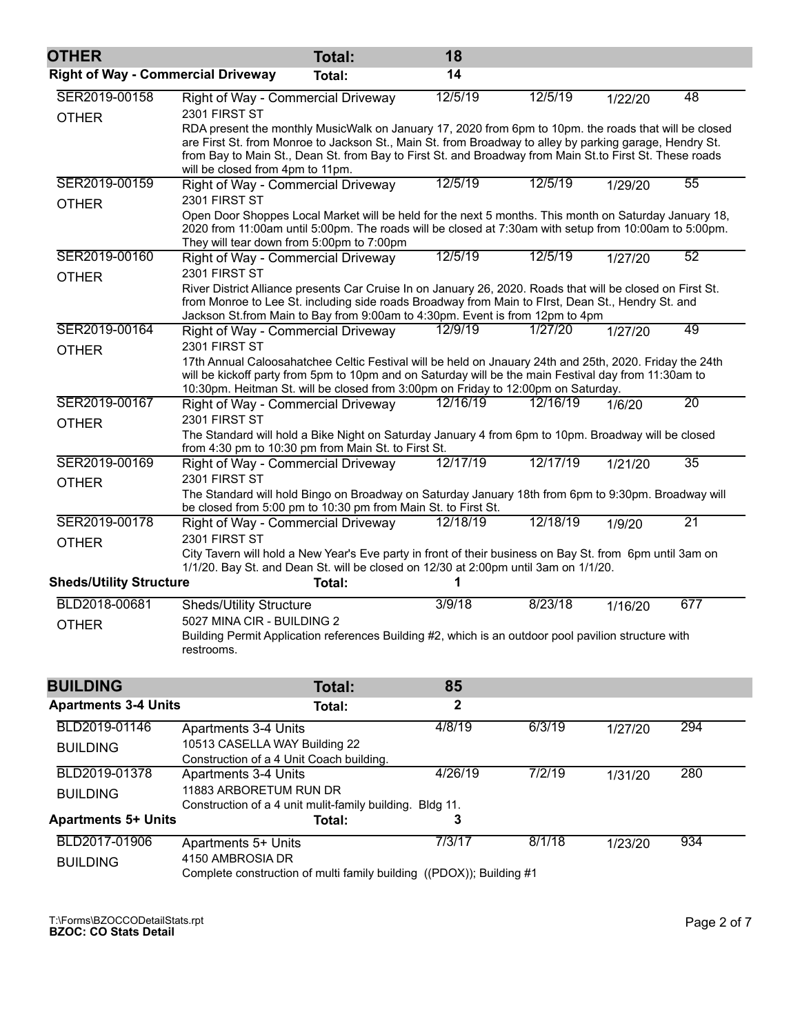## OTHER — Total: 18

### Right of Way - Commercial Driveway — Total: 14

| Permit # | Type | | | | Days |
|---|---|---|---|---|---|
| SER2019-00158 | Right of Way - Commercial Driveway | 12/5/19 | 12/5/19 | 1/22/20 | 48 |
| OTHER | 2301 FIRST ST | | | | |

RDA present the monthly MusicWalk on January 17, 2020 from 6pm to 10pm. the roads that will be closed are First St. from Monroe to Jackson St., Main St. from Broadway to alley by parking garage, Hendry St. from Bay to Main St., Dean St. from Bay to First St. and Broadway from Main St.to First St. These roads will be closed from 4pm to 11pm.

| | | | | | |
|---|---|---|---|---|---|
| SER2019-00159 | Right of Way - Commercial Driveway | 12/5/19 | 12/5/19 | 1/29/20 | 55 |
| OTHER | 2301 FIRST ST | | | | |

Open Door Shoppes Local Market will be held for the next 5 months. This month on Saturday January 18, 2020 from 11:00am until 5:00pm. The roads will be closed at 7:30am with setup from 10:00am to 5:00pm. They will tear down from 5:00pm to 7:00pm

| | | | | | |
|---|---|---|---|---|---|
| SER2019-00160 | Right of Way - Commercial Driveway | 12/5/19 | 12/5/19 | 1/27/20 | 52 |
| OTHER | 2301 FIRST ST | | | | |

River District Alliance presents Car Cruise In on January 26, 2020. Roads that will be closed on First St. from Monroe to Lee St. including side roads Broadway from Main to FIrst, Dean St., Hendry St. and Jackson St.from Main to Bay from 9:00am to 4:30pm. Event is from 12pm to 4pm

| | | | | | |
|---|---|---|---|---|---|
| SER2019-00164 | Right of Way - Commercial Driveway | 12/9/19 | 1/27/20 | 1/27/20 | 49 |
| OTHER | 2301 FIRST ST | | | | |

17th Annual Caloosahatchee Celtic Festival will be held on Jnauary 24th and 25th, 2020. Friday the 24th will be kickoff party from 5pm to 10pm and on Saturday will be the main Festival day from 11:30am to 10:30pm. Heitman St. will be closed from 3:00pm on Friday to 12:00pm on Saturday.

| | | | | | |
|---|---|---|---|---|---|
| SER2019-00167 | Right of Way - Commercial Driveway | 12/16/19 | 12/16/19 | 1/6/20 | 20 |
| OTHER | 2301 FIRST ST | | | | |

The Standard will hold a Bike Night on Saturday January 4 from 6pm to 10pm. Broadway will be closed from 4:30 pm to 10:30 pm from Main St. to First St.

| | | | | | |
|---|---|---|---|---|---|
| SER2019-00169 | Right of Way - Commercial Driveway | 12/17/19 | 12/17/19 | 1/21/20 | 35 |
| OTHER | 2301 FIRST ST | | | | |

The Standard will hold Bingo on Broadway on Saturday January 18th from 6pm to 9:30pm. Broadway will be closed from 5:00 pm to 10:30 pm from Main St. to First St.

| | | | | | |
|---|---|---|---|---|---|
| SER2019-00178 | Right of Way - Commercial Driveway | 12/18/19 | 12/18/19 | 1/9/20 | 21 |
| OTHER | 2301 FIRST ST | | | | |

City Tavern will hold a New Year's Eve party in front of their business on Bay St. from 6pm until 3am on 1/1/20. Bay St. and Dean St. will be closed on 12/30 at 2:00pm until 3am on 1/1/20.

### Sheds/Utility Structure — Total: 1

| | | | | | |
|---|---|---|---|---|---|
| BLD2018-00681 | Sheds/Utility Structure | 3/9/18 | 8/23/18 | 1/16/20 | 677 |
| OTHER | 5027 MINA CIR - BUILDING 2 | | | | |

Building Permit Application references Building #2, which is an outdoor pool pavilion structure with restrooms.

## BUILDING — Total: 85

### Apartments 3-4 Units — Total: 2

| | | | | | |
|---|---|---|---|---|---|
| BLD2019-01146 | Apartments 3-4 Units | 4/8/19 | 6/3/19 | 1/27/20 | 294 |
| BUILDING | 10513 CASELLA WAY Building 22 | | | | |

Construction of a 4 Unit Coach building.

| | | | | | |
|---|---|---|---|---|---|
| BLD2019-01378 | Apartments 3-4 Units | 4/26/19 | 7/2/19 | 1/31/20 | 280 |
| BUILDING | 11883 ARBORETUM RUN DR | | | | |

Construction of a 4 unit mulit-family building. Bldg 11.

### Apartments 5+ Units — Total: 3

| | | | | | |
|---|---|---|---|---|---|
| BLD2017-01906 | Apartments 5+ Units | 7/3/17 | 8/1/18 | 1/23/20 | 934 |
| BUILDING | 4150 AMBROSIA DR | | | | |

Complete construction of multi family building ((PDOX)); Building #1

T:\Forms\BZOCCODetailStats.rpt
**BZOC: CO Stats Detail**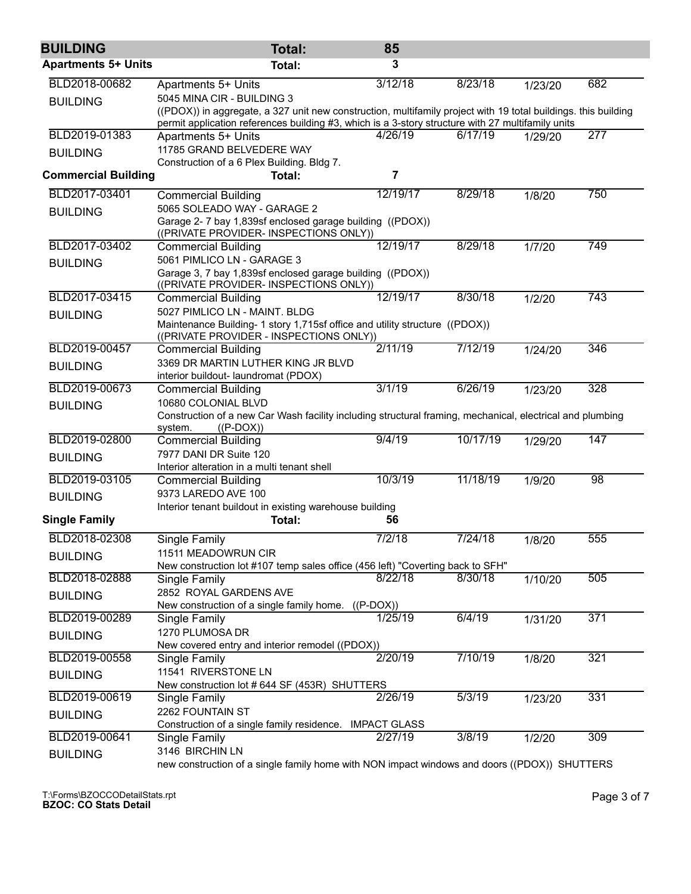| BUILDING | Total: | 85 | | | |
|---|---|---|---|---|---|
| **Apartments 5+ Units** | **Total:** | **3** | | | |
| BLD2018-00682 | Apartments 5+ Units | 3/12/18 | 8/23/18 | 1/23/20 | 682 |
| BUILDING | 5045 MINA CIR - BUILDING 3<br>((PDOX)) in aggregate, a 327 unit new construction, multifamily project with 19 total buildings. this building permit application references building #3, which is a 3-story structure with 27 multifamily units | | | | |
| BLD2019-01383 | Apartments 5+ Units | 4/26/19 | 6/17/19 | 1/29/20 | 277 |
| BUILDING | 11785 GRAND BELVEDERE WAY<br>Construction of a 6 Plex Building. Bldg 7. | | | | |
| **Commercial Building** | **Total:** | **7** | | | |
| BLD2017-03401 | Commercial Building | 12/19/17 | 8/29/18 | 1/8/20 | 750 |
| BUILDING | 5065 SOLEADO WAY - GARAGE 2<br>Garage 2- 7 bay 1,839sf enclosed garage building ((PDOX)) ((PRIVATE PROVIDER- INSPECTIONS ONLY)) | | | | |
| BLD2017-03402 | Commercial Building | 12/19/17 | 8/29/18 | 1/7/20 | 749 |
| BUILDING | 5061 PIMLICO LN - GARAGE 3<br>Garage 3, 7 bay 1,839sf enclosed garage building ((PDOX)) ((PRIVATE PROVIDER- INSPECTIONS ONLY)) | | | | |
| BLD2017-03415 | Commercial Building | 12/19/17 | 8/30/18 | 1/2/20 | 743 |
| BUILDING | 5027 PIMLICO LN - MAINT. BLDG<br>Maintenance Building- 1 story 1,715sf office and utility structure ((PDOX)) ((PRIVATE PROVIDER - INSPECTIONS ONLY)) | | | | |
| BLD2019-00457 | Commercial Building | 2/11/19 | 7/12/19 | 1/24/20 | 346 |
| BUILDING | 3369 DR MARTIN LUTHER KING JR BLVD<br>interior buildout- laundromat (PDOX) | | | | |
| BLD2019-00673 | Commercial Building | 3/1/19 | 6/26/19 | 1/23/20 | 328 |
| BUILDING | 10680 COLONIAL BLVD<br>Construction of a new Car Wash facility including structural framing, mechanical, electrical and plumbing system. ((P-DOX)) | | | | |
| BLD2019-02800 | Commercial Building | 9/4/19 | 10/17/19 | 1/29/20 | 147 |
| BUILDING | 7977 DANI DR Suite 120<br>Interior alteration in a multi tenant shell | | | | |
| BLD2019-03105 | Commercial Building | 10/3/19 | 11/18/19 | 1/9/20 | 98 |
| BUILDING | 9373 LAREDO AVE 100<br>Interior tenant buildout in existing warehouse building | | | | |
| **Single Family** | **Total:** | **56** | | | |
| BLD2018-02308 | Single Family | 7/2/18 | 7/24/18 | 1/8/20 | 555 |
| BUILDING | 11511 MEADOWRUN CIR<br>New construction lot #107 temp sales office (456 left) "Coverting back to SFH" | | | | |
| BLD2018-02888 | Single Family | 8/22/18 | 8/30/18 | 1/10/20 | 505 |
| BUILDING | 2852 ROYAL GARDENS AVE<br>New construction of a single family home. ((P-DOX)) | | | | |
| BLD2019-00289 | Single Family | 1/25/19 | 6/4/19 | 1/31/20 | 371 |
| BUILDING | 1270 PLUMOSA DR<br>New covered entry and interior remodel ((PDOX)) | | | | |
| BLD2019-00558 | Single Family | 2/20/19 | 7/10/19 | 1/8/20 | 321 |
| BUILDING | 11541 RIVERSTONE LN<br>New construction lot # 644 SF (453R) SHUTTERS | | | | |
| BLD2019-00619 | Single Family | 2/26/19 | 5/3/19 | 1/23/20 | 331 |
| BUILDING | 2262 FOUNTAIN ST<br>Construction of a single family residence. IMPACT GLASS | | | | |
| BLD2019-00641 | Single Family | 2/27/19 | 3/8/19 | 1/2/20 | 309 |
| BUILDING | 3146 BIRCHIN LN<br>new construction of a single family home with NON impact windows and doors ((PDOX)) SHUTTERS | | | | |

T:\Forms\BZOCCODetailStats.rpt
**BZOC: CO Stats Detail**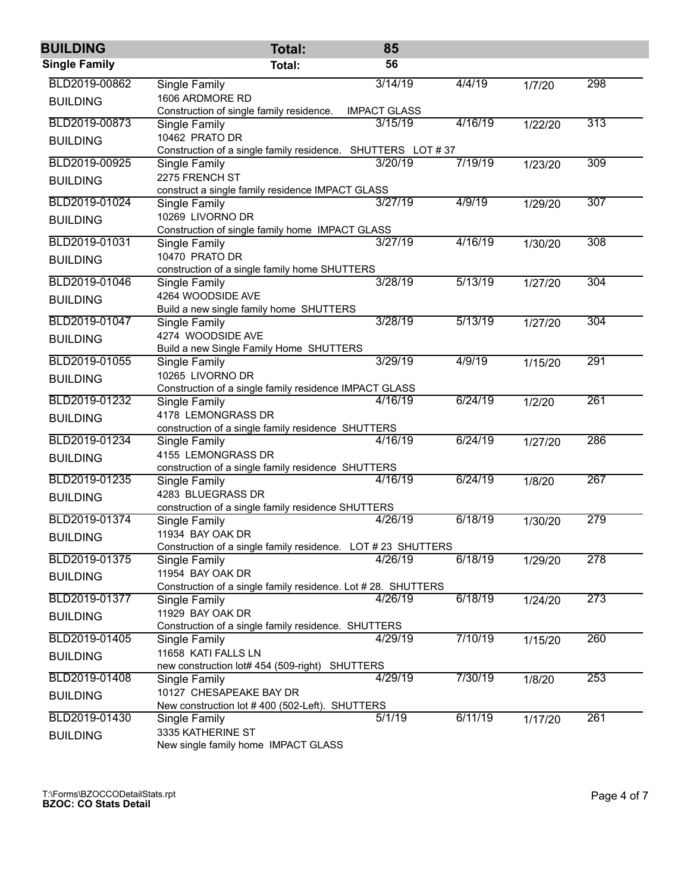| BUILDING | Total: | 85 | | | |
|---|---|---|---|---|---|
| **Single Family** | **Total:** | **56** | | | |
| BLD2019-00862 BUILDING | Single Family 1606 ARDMORE RD Construction of single family residence. IMPACT GLASS | 3/14/19 | 4/4/19 | 1/7/20 | 298 |
| BLD2019-00873 BUILDING | Single Family 10462 PRATO DR Construction of a single family residence. SHUTTERS LOT # 37 | 3/15/19 | 4/16/19 | 1/22/20 | 313 |
| BLD2019-00925 BUILDING | Single Family 2275 FRENCH ST construct a single family residence IMPACT GLASS | 3/20/19 | 7/19/19 | 1/23/20 | 309 |
| BLD2019-01024 BUILDING | Single Family 10269 LIVORNO DR Construction of single family home IMPACT GLASS | 3/27/19 | 4/9/19 | 1/29/20 | 307 |
| BLD2019-01031 BUILDING | Single Family 10470 PRATO DR construction of a single family home SHUTTERS | 3/27/19 | 4/16/19 | 1/30/20 | 308 |
| BLD2019-01046 BUILDING | Single Family 4264 WOODSIDE AVE Build a new single family home SHUTTERS | 3/28/19 | 5/13/19 | 1/27/20 | 304 |
| BLD2019-01047 BUILDING | Single Family 4274 WOODSIDE AVE Build a new Single Family Home SHUTTERS | 3/28/19 | 5/13/19 | 1/27/20 | 304 |
| BLD2019-01055 BUILDING | Single Family 10265 LIVORNO DR Construction of a single family residence IMPACT GLASS | 3/29/19 | 4/9/19 | 1/15/20 | 291 |
| BLD2019-01232 BUILDING | Single Family 4178 LEMONGRASS DR construction of a single family residence SHUTTERS | 4/16/19 | 6/24/19 | 1/2/20 | 261 |
| BLD2019-01234 BUILDING | Single Family 4155 LEMONGRASS DR construction of a single family residence SHUTTERS | 4/16/19 | 6/24/19 | 1/27/20 | 286 |
| BLD2019-01235 BUILDING | Single Family 4283 BLUEGRASS DR construction of a single family residence SHUTTERS | 4/16/19 | 6/24/19 | 1/8/20 | 267 |
| BLD2019-01374 BUILDING | Single Family 11934 BAY OAK DR Construction of a single family residence. LOT # 23 SHUTTERS | 4/26/19 | 6/18/19 | 1/30/20 | 279 |
| BLD2019-01375 BUILDING | Single Family 11954 BAY OAK DR Construction of a single family residence. Lot # 28. SHUTTERS | 4/26/19 | 6/18/19 | 1/29/20 | 278 |
| BLD2019-01377 BUILDING | Single Family 11929 BAY OAK DR Construction of a single family residence. SHUTTERS | 4/26/19 | 6/18/19 | 1/24/20 | 273 |
| BLD2019-01405 BUILDING | Single Family 11658 KATI FALLS LN new construction lot# 454 (509-right) SHUTTERS | 4/29/19 | 7/10/19 | 1/15/20 | 260 |
| BLD2019-01408 BUILDING | Single Family 10127 CHESAPEAKE BAY DR New construction lot # 400 (502-Left). SHUTTERS | 4/29/19 | 7/30/19 | 1/8/20 | 253 |
| BLD2019-01430 BUILDING | Single Family 3335 KATHERINE ST New single family home IMPACT GLASS | 5/1/19 | 6/11/19 | 1/17/20 | 261 |

T:\Forms\BZOCCODetailStats.rpt
**BZOC: CO Stats Detail**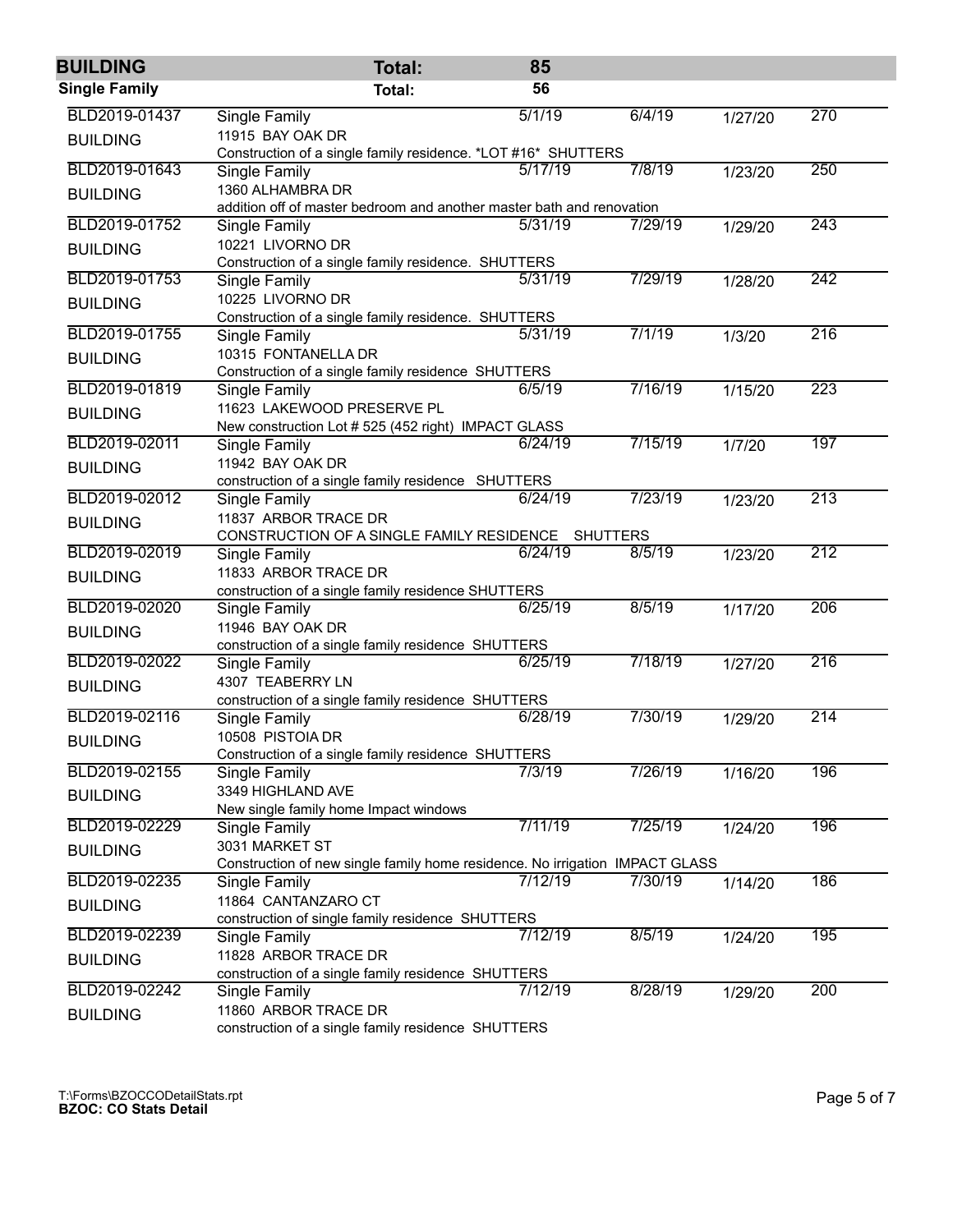| BUILDING | Total: | 85 | | | |
|---|---|---|---|---|---|
| **Single Family** | **Total:** | **56** | | | |
| BLD2019-01437<br>BUILDING | Single Family<br>11915 BAY OAK DR<br>Construction of a single family residence. *LOT #16* SHUTTERS | 5/1/19 | 6/4/19 | 1/27/20 | 270 |
| BLD2019-01643<br>BUILDING | Single Family<br>1360 ALHAMBRA DR<br>addition off of master bedroom and another master bath and renovation | 5/17/19 | 7/8/19 | 1/23/20 | 250 |
| BLD2019-01752<br>BUILDING | Single Family<br>10221 LIVORNO DR<br>Construction of a single family residence. SHUTTERS | 5/31/19 | 7/29/19 | 1/29/20 | 243 |
| BLD2019-01753<br>BUILDING | Single Family<br>10225 LIVORNO DR<br>Construction of a single family residence. SHUTTERS | 5/31/19 | 7/29/19 | 1/28/20 | 242 |
| BLD2019-01755<br>BUILDING | Single Family<br>10315 FONTANELLA DR<br>Construction of a single family residence SHUTTERS | 5/31/19 | 7/1/19 | 1/3/20 | 216 |
| BLD2019-01819<br>BUILDING | Single Family<br>11623 LAKEWOOD PRESERVE PL<br>New construction Lot # 525 (452 right) IMPACT GLASS | 6/5/19 | 7/16/19 | 1/15/20 | 223 |
| BLD2019-02011<br>BUILDING | Single Family<br>11942 BAY OAK DR<br>construction of a single family residence SHUTTERS | 6/24/19 | 7/15/19 | 1/7/20 | 197 |
| BLD2019-02012<br>BUILDING | Single Family<br>11837 ARBOR TRACE DR<br>CONSTRUCTION OF A SINGLE FAMILY RESIDENCE SHUTTERS | 6/24/19 | 7/23/19 | 1/23/20 | 213 |
| BLD2019-02019<br>BUILDING | Single Family<br>11833 ARBOR TRACE DR<br>construction of a single family residence SHUTTERS | 6/24/19 | 8/5/19 | 1/23/20 | 212 |
| BLD2019-02020<br>BUILDING | Single Family<br>11946 BAY OAK DR<br>construction of a single family residence SHUTTERS | 6/25/19 | 8/5/19 | 1/17/20 | 206 |
| BLD2019-02022<br>BUILDING | Single Family<br>4307 TEABERRY LN<br>construction of a single family residence SHUTTERS | 6/25/19 | 7/18/19 | 1/27/20 | 216 |
| BLD2019-02116<br>BUILDING | Single Family<br>10508 PISTOIA DR<br>Construction of a single family residence SHUTTERS | 6/28/19 | 7/30/19 | 1/29/20 | 214 |
| BLD2019-02155<br>BUILDING | Single Family<br>3349 HIGHLAND AVE<br>New single family home Impact windows | 7/3/19 | 7/26/19 | 1/16/20 | 196 |
| BLD2019-02229<br>BUILDING | Single Family<br>3031 MARKET ST<br>Construction of new single family home residence. No irrigation IMPACT GLASS | 7/11/19 | 7/25/19 | 1/24/20 | 196 |
| BLD2019-02235<br>BUILDING | Single Family<br>11864 CANTANZARO CT<br>construction of single family residence SHUTTERS | 7/12/19 | 7/30/19 | 1/14/20 | 186 |
| BLD2019-02239<br>BUILDING | Single Family<br>11828 ARBOR TRACE DR<br>construction of a single family residence SHUTTERS | 7/12/19 | 8/5/19 | 1/24/20 | 195 |
| BLD2019-02242<br>BUILDING | Single Family<br>11860 ARBOR TRACE DR<br>construction of a single family residence SHUTTERS | 7/12/19 | 8/28/19 | 1/29/20 | 200 |

T:\Forms\BZOCCODetailStats.rpt
**BZOC: CO Stats Detail**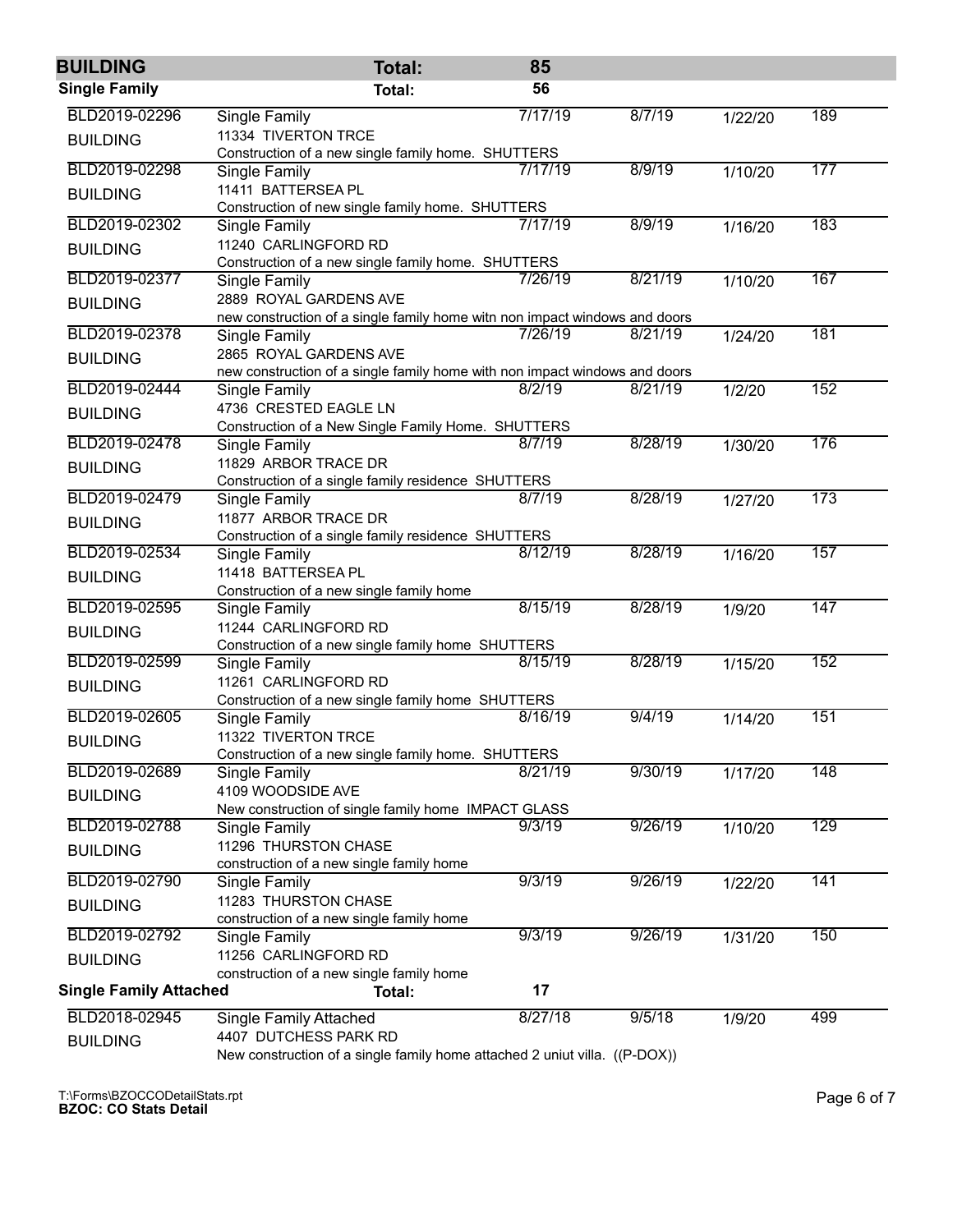| BUILDING | Total: | 85 | | | |
|---|---|---|---|---|---|
| **Single Family** | **Total:** | **56** | | | |
| BLD2019-02296 BUILDING | Single Family 11334 TIVERTON TRCE Construction of a new single family home. SHUTTERS | 7/17/19 | 8/7/19 | 1/22/20 | 189 |
| BLD2019-02298 BUILDING | Single Family 11411 BATTERSEA PL Construction of new single family home. SHUTTERS | 7/17/19 | 8/9/19 | 1/10/20 | 177 |
| BLD2019-02302 BUILDING | Single Family 11240 CARLINGFORD RD Construction of a new single family home. SHUTTERS | 7/17/19 | 8/9/19 | 1/16/20 | 183 |
| BLD2019-02377 BUILDING | Single Family 2889 ROYAL GARDENS AVE new construction of a single family home witn non impact windows and doors | 7/26/19 | 8/21/19 | 1/10/20 | 167 |
| BLD2019-02378 BUILDING | Single Family 2865 ROYAL GARDENS AVE new construction of a single family home with non impact windows and doors | 7/26/19 | 8/21/19 | 1/24/20 | 181 |
| BLD2019-02444 BUILDING | Single Family 4736 CRESTED EAGLE LN Construction of a New Single Family Home. SHUTTERS | 8/2/19 | 8/21/19 | 1/2/20 | 152 |
| BLD2019-02478 BUILDING | Single Family 11829 ARBOR TRACE DR Construction of a single family residence SHUTTERS | 8/7/19 | 8/28/19 | 1/30/20 | 176 |
| BLD2019-02479 BUILDING | Single Family 11877 ARBOR TRACE DR Construction of a single family residence SHUTTERS | 8/7/19 | 8/28/19 | 1/27/20 | 173 |
| BLD2019-02534 BUILDING | Single Family 11418 BATTERSEA PL Construction of a new single family home | 8/12/19 | 8/28/19 | 1/16/20 | 157 |
| BLD2019-02595 BUILDING | Single Family 11244 CARLINGFORD RD Construction of a new single family home SHUTTERS | 8/15/19 | 8/28/19 | 1/9/20 | 147 |
| BLD2019-02599 BUILDING | Single Family 11261 CARLINGFORD RD Construction of a new single family home SHUTTERS | 8/15/19 | 8/28/19 | 1/15/20 | 152 |
| BLD2019-02605 BUILDING | Single Family 11322 TIVERTON TRCE Construction of a new single family home. SHUTTERS | 8/16/19 | 9/4/19 | 1/14/20 | 151 |
| BLD2019-02689 BUILDING | Single Family 4109 WOODSIDE AVE New construction of single family home IMPACT GLASS | 8/21/19 | 9/30/19 | 1/17/20 | 148 |
| BLD2019-02788 BUILDING | Single Family 11296 THURSTON CHASE construction of a new single family home | 9/3/19 | 9/26/19 | 1/10/20 | 129 |
| BLD2019-02790 BUILDING | Single Family 11283 THURSTON CHASE construction of a new single family home | 9/3/19 | 9/26/19 | 1/22/20 | 141 |
| BLD2019-02792 BUILDING | Single Family 11256 CARLINGFORD RD construction of a new single family home | 9/3/19 | 9/26/19 | 1/31/20 | 150 |
| **Single Family Attached** | **Total:** | **17** | | | |
| BLD2018-02945 BUILDING | Single Family Attached 4407 DUTCHESS PARK RD New construction of a single family home attached 2 uniut villa. ((P-DOX)) | 8/27/18 | 9/5/18 | 1/9/20 | 499 |

T:\Forms\BZOCCODetailStats.rpt
**BZOC: CO Stats Detail**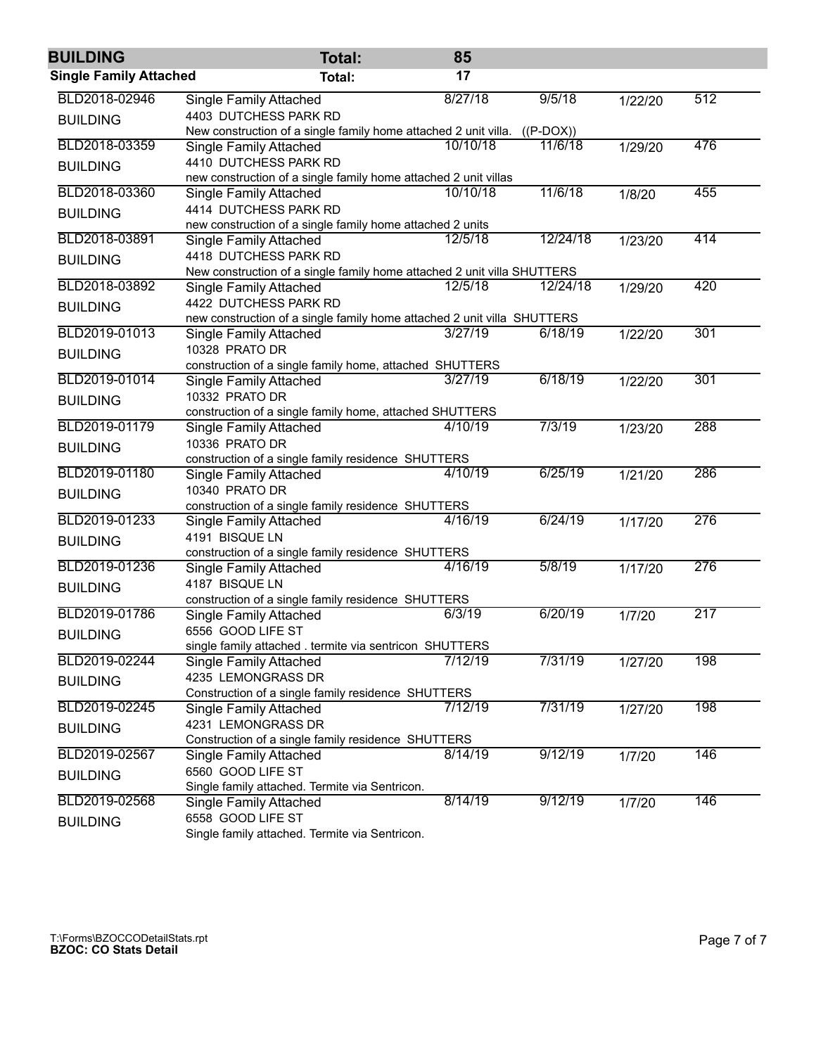| BUILDING | | Total: | 85 | | | |
|---|---|---|---|---|---|---|
| **Single Family Attached** | | **Total:** | **17** | | | |
| BLD2018-02946 BUILDING | Single Family Attached<br>4403 DUTCHESS PARK RD<br>New construction of a single family home attached 2 unit villa. ((P-DOX)) | | 8/27/18 | 9/5/18 | 1/22/20 | 512 |
| BLD2018-03359 BUILDING | Single Family Attached<br>4410 DUTCHESS PARK RD<br>new construction of a single family home attached 2 unit villas | | 10/10/18 | 11/6/18 | 1/29/20 | 476 |
| BLD2018-03360 BUILDING | Single Family Attached<br>4414 DUTCHESS PARK RD<br>new construction of a single family home attached 2 units | | 10/10/18 | 11/6/18 | 1/8/20 | 455 |
| BLD2018-03891 BUILDING | Single Family Attached<br>4418 DUTCHESS PARK RD<br>New construction of a single family home attached 2 unit villa SHUTTERS | | 12/5/18 | 12/24/18 | 1/23/20 | 414 |
| BLD2018-03892 BUILDING | Single Family Attached<br>4422 DUTCHESS PARK RD<br>new construction of a single family home attached 2 unit villa SHUTTERS | | 12/5/18 | 12/24/18 | 1/29/20 | 420 |
| BLD2019-01013 BUILDING | Single Family Attached<br>10328 PRATO DR<br>construction of a single family home, attached SHUTTERS | | 3/27/19 | 6/18/19 | 1/22/20 | 301 |
| BLD2019-01014 BUILDING | Single Family Attached<br>10332 PRATO DR<br>construction of a single family home, attached SHUTTERS | | 3/27/19 | 6/18/19 | 1/22/20 | 301 |
| BLD2019-01179 BUILDING | Single Family Attached<br>10336 PRATO DR<br>construction of a single family residence SHUTTERS | | 4/10/19 | 7/3/19 | 1/23/20 | 288 |
| BLD2019-01180 BUILDING | Single Family Attached<br>10340 PRATO DR<br>construction of a single family residence SHUTTERS | | 4/10/19 | 6/25/19 | 1/21/20 | 286 |
| BLD2019-01233 BUILDING | Single Family Attached<br>4191 BISQUE LN<br>construction of a single family residence SHUTTERS | | 4/16/19 | 6/24/19 | 1/17/20 | 276 |
| BLD2019-01236 BUILDING | Single Family Attached<br>4187 BISQUE LN<br>construction of a single family residence SHUTTERS | | 4/16/19 | 5/8/19 | 1/17/20 | 276 |
| BLD2019-01786 BUILDING | Single Family Attached<br>6556 GOOD LIFE ST<br>single family attached . termite via sentricon SHUTTERS | | 6/3/19 | 6/20/19 | 1/7/20 | 217 |
| BLD2019-02244 BUILDING | Single Family Attached<br>4235 LEMONGRASS DR<br>Construction of a single family residence SHUTTERS | | 7/12/19 | 7/31/19 | 1/27/20 | 198 |
| BLD2019-02245 BUILDING | Single Family Attached<br>4231 LEMONGRASS DR<br>Construction of a single family residence SHUTTERS | | 7/12/19 | 7/31/19 | 1/27/20 | 198 |
| BLD2019-02567 BUILDING | Single Family Attached<br>6560 GOOD LIFE ST<br>Single family attached. Termite via Sentricon. | | 8/14/19 | 9/12/19 | 1/7/20 | 146 |
| BLD2019-02568 BUILDING | Single Family Attached<br>6558 GOOD LIFE ST<br>Single family attached. Termite via Sentricon. | | 8/14/19 | 9/12/19 | 1/7/20 | 146 |

T:\Forms\BZOCCODetailStats.rpt
**BZOC: CO Stats Detail**